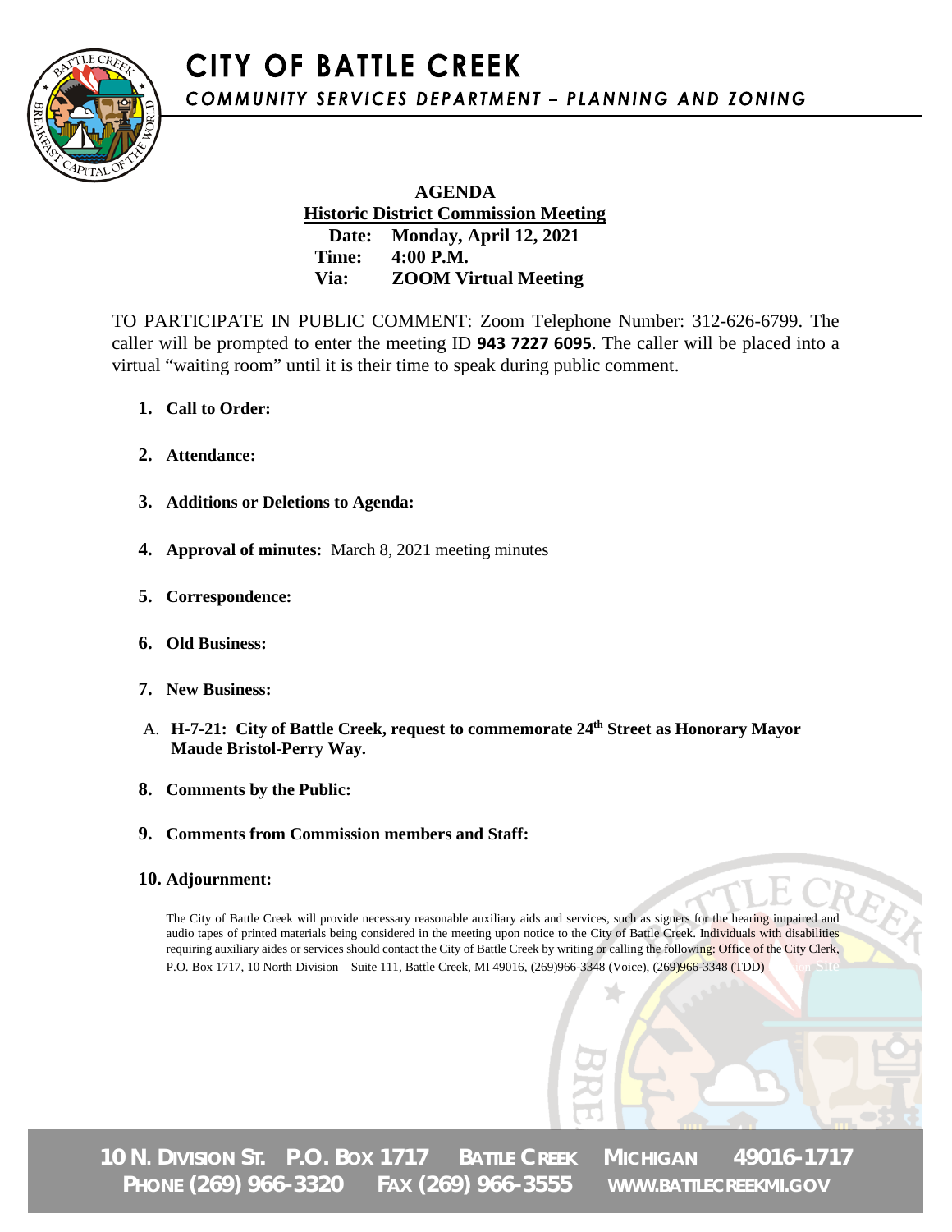# CITY OF BATTLE CREEK

## *COMMUNITY SERVICES DEPARTMENT – PLANNING AND ZONING*

**AGENDA**

**Historic District Commission Meeting**

**Date: Monday, April 12, 2021**

**Time: 4:00 P.M.**

**Via: ZOOM Virtual Meeting**

TO PARTICIPATE IN PUBLIC COMMENT: Zoom Telephone Number: 312-626-6799. The caller will be prompted to enter the meeting ID **943 7227 6095**. The caller will be placed into a virtual "waiting room" until it is their time to speak during public comment.

1. **Call to Order:**
2. **Attendance:**
3. **Additions or Deletions to Agenda:**
4. **Approval of minutes:** March 8, 2021 meeting minutes
5. **Correspondence:**
6. **Old Business:**
7. **New Business:**

A. **H-7-21: City of Battle Creek, request to commemorate 24th Street as Honorary Mayor Maude Bristol-Perry Way.**

8. **Comments by the Public:**
9. **Comments from Commission members and Staff:**
10. **Adjournment:**

The City of Battle Creek will provide necessary reasonable auxiliary aids and services, such as signers for the hearing impaired and audio tapes of printed materials being considered in the meeting upon notice to the City of Battle Creek. Individuals with disabilities requiring auxiliary aides or services should contact the City of Battle Creek by writing or calling the following: Office of the City Clerk, P.O. Box 1717, 10 North Division – Suite 111, Battle Creek, MI 49016, (269)966-3348 (Voice), (269)966-3348 (TDD)

10 N. DIVISION ST. P.O. BOX 1717 BATTLE CREEK MICHIGAN 49016-1717
PHONE (269) 966-3320 FAX (269) 966-3555 WWW.BATTLECREEKMI.GOV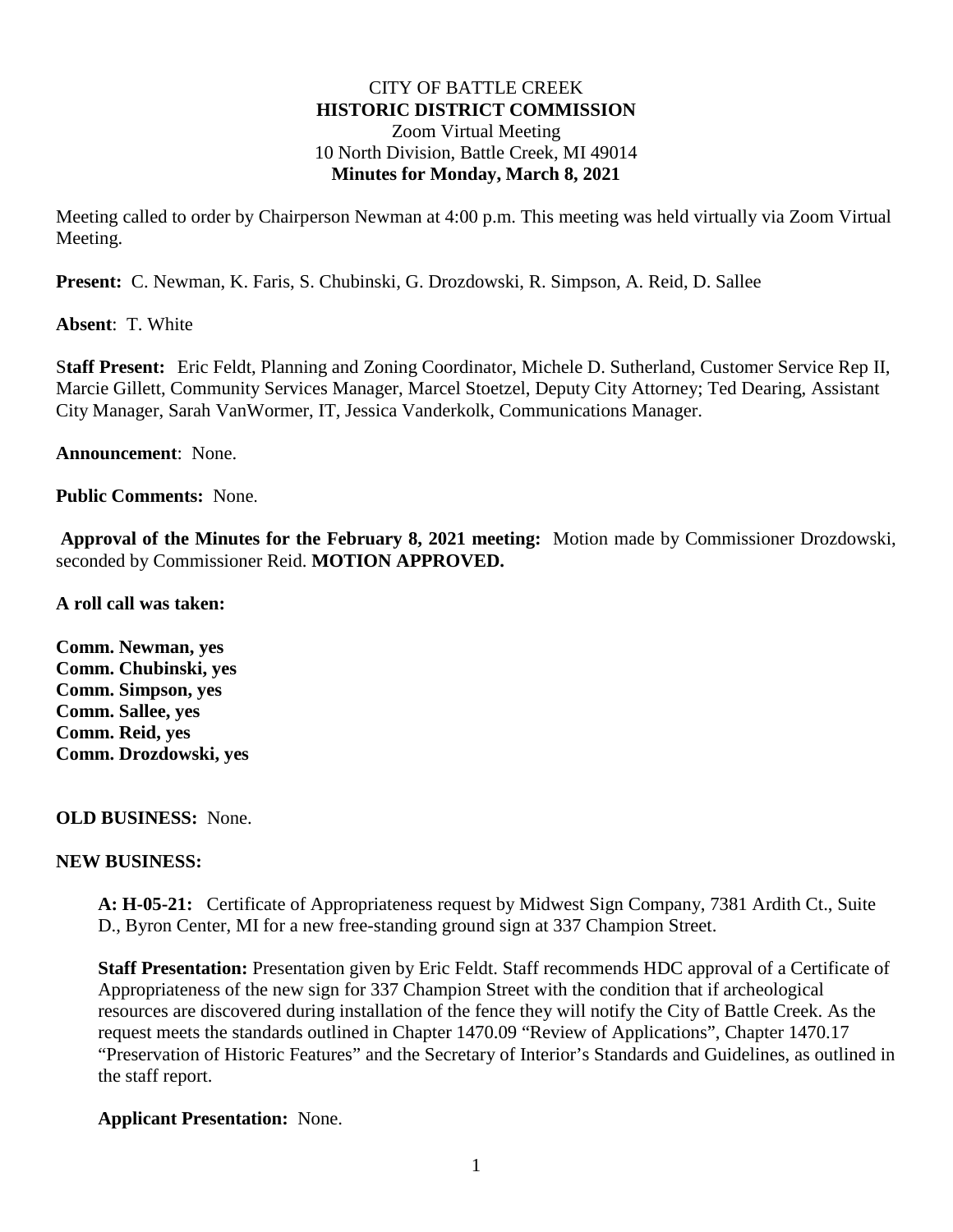CITY OF BATTLE CREEK
**HISTORIC DISTRICT COMMISSION**
Zoom Virtual Meeting
10 North Division, Battle Creek, MI 49014
**Minutes for Monday, March 8, 2021**

Meeting called to order by Chairperson Newman at 4:00 p.m. This meeting was held virtually via Zoom Virtual Meeting.

**Present:** C. Newman, K. Faris, S. Chubinski, G. Drozdowski, R. Simpson, A. Reid, D. Sallee

**Absent**: T. White

S**taff Present:** Eric Feldt, Planning and Zoning Coordinator, Michele D. Sutherland, Customer Service Rep II, Marcie Gillett, Community Services Manager, Marcel Stoetzel, Deputy City Attorney; Ted Dearing, Assistant City Manager, Sarah VanWormer, IT, Jessica Vanderkolk, Communications Manager.

**Announcement**: None.

**Public Comments:** None.

**Approval of the Minutes for the February 8, 2021 meeting:** Motion made by Commissioner Drozdowski, seconded by Commissioner Reid. **MOTION APPROVED.**

**A roll call was taken:**

**Comm. Newman, yes**
**Comm. Chubinski, yes**
**Comm. Simpson, yes**
**Comm. Sallee, yes**
**Comm. Reid, yes**
**Comm. Drozdowski, yes**

**OLD BUSINESS:** None.

**NEW BUSINESS:**

**A: H-05-21:** Certificate of Appropriateness request by Midwest Sign Company, 7381 Ardith Ct., Suite D., Byron Center, MI for a new free-standing ground sign at 337 Champion Street.

**Staff Presentation:** Presentation given by Eric Feldt. Staff recommends HDC approval of a Certificate of Appropriateness of the new sign for 337 Champion Street with the condition that if archeological resources are discovered during installation of the fence they will notify the City of Battle Creek. As the request meets the standards outlined in Chapter 1470.09 "Review of Applications", Chapter 1470.17 "Preservation of Historic Features" and the Secretary of Interior's Standards and Guidelines, as outlined in the staff report.

**Applicant Presentation:** None.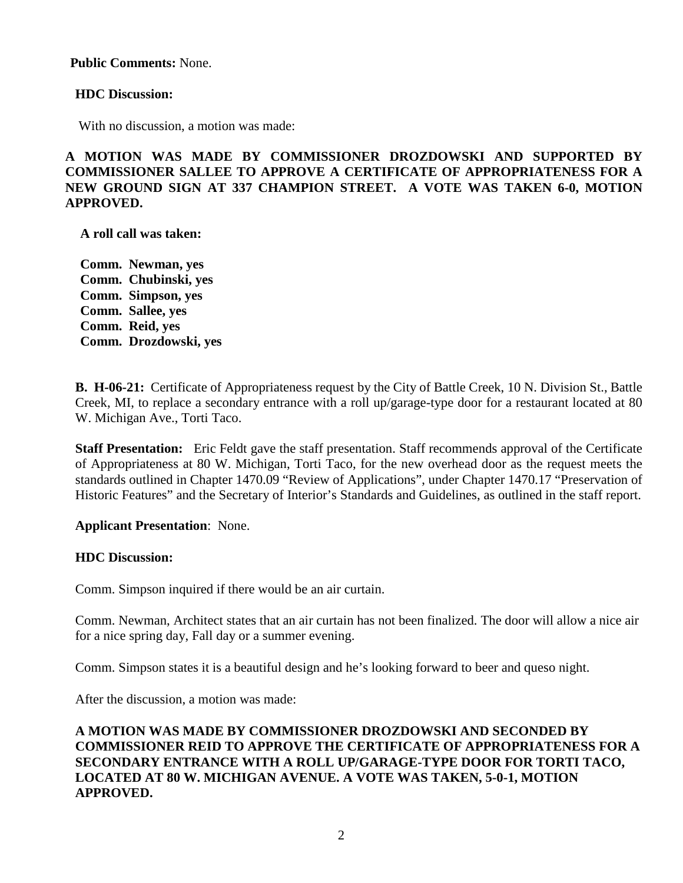**Public Comments:** None.

**HDC Discussion:**

With no discussion, a motion was made:

**A MOTION WAS MADE BY COMMISSIONER DROZDOWSKI AND SUPPORTED BY COMMISSIONER SALLEE TO APPROVE A CERTIFICATE OF APPROPRIATENESS FOR A NEW GROUND SIGN AT 337 CHAMPION STREET. A VOTE WAS TAKEN 6-0, MOTION APPROVED.**

**A roll call was taken:**

**Comm. Newman, yes**
**Comm. Chubinski, yes**
**Comm. Simpson, yes**
**Comm. Sallee, yes**
**Comm. Reid, yes**
**Comm. Drozdowski, yes**

**B. H-06-21:** Certificate of Appropriateness request by the City of Battle Creek, 10 N. Division St., Battle Creek, MI, to replace a secondary entrance with a roll up/garage-type door for a restaurant located at 80 W. Michigan Ave., Torti Taco.

**Staff Presentation:** Eric Feldt gave the staff presentation. Staff recommends approval of the Certificate of Appropriateness at 80 W. Michigan, Torti Taco, for the new overhead door as the request meets the standards outlined in Chapter 1470.09 "Review of Applications", under Chapter 1470.17 "Preservation of Historic Features" and the Secretary of Interior's Standards and Guidelines, as outlined in the staff report.

**Applicant Presentation**: None.

**HDC Discussion:**

Comm. Simpson inquired if there would be an air curtain.

Comm. Newman, Architect states that an air curtain has not been finalized. The door will allow a nice air for a nice spring day, Fall day or a summer evening.

Comm. Simpson states it is a beautiful design and he's looking forward to beer and queso night.

After the discussion, a motion was made:

**A MOTION WAS MADE BY COMMISSIONER DROZDOWSKI AND SECONDED BY COMMISSIONER REID TO APPROVE THE CERTIFICATE OF APPROPRIATENESS FOR A SECONDARY ENTRANCE WITH A ROLL UP/GARAGE-TYPE DOOR FOR TORTI TACO, LOCATED AT 80 W. MICHIGAN AVENUE. A VOTE WAS TAKEN, 5-0-1, MOTION APPROVED.**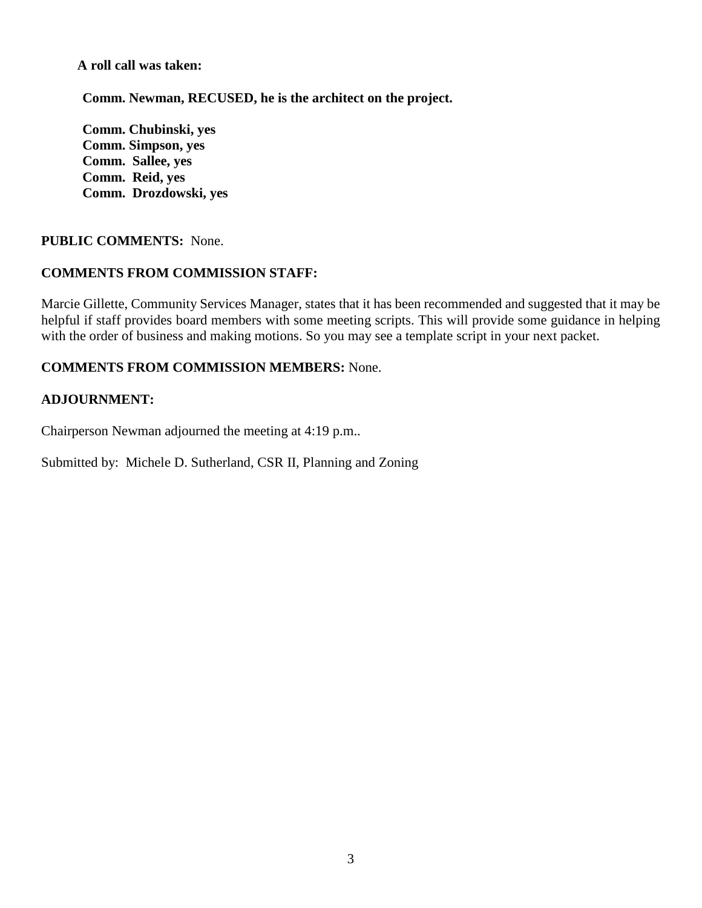**A roll call was taken:**

**Comm. Newman, RECUSED, he is the architect on the project.**

**Comm. Chubinski, yes**
**Comm. Simpson, yes**
**Comm. Sallee, yes**
**Comm. Reid, yes**
**Comm. Drozdowski, yes**

**PUBLIC COMMENTS:** None.

**COMMENTS FROM COMMISSION STAFF:**

Marcie Gillette, Community Services Manager, states that it has been recommended and suggested that it may be helpful if staff provides board members with some meeting scripts. This will provide some guidance in helping with the order of business and making motions. So you may see a template script in your next packet.

**COMMENTS FROM COMMISSION MEMBERS:** None.

**ADJOURNMENT:**

Chairperson Newman adjourned the meeting at 4:19 p.m..

Submitted by: Michele D. Sutherland, CSR II, Planning and Zoning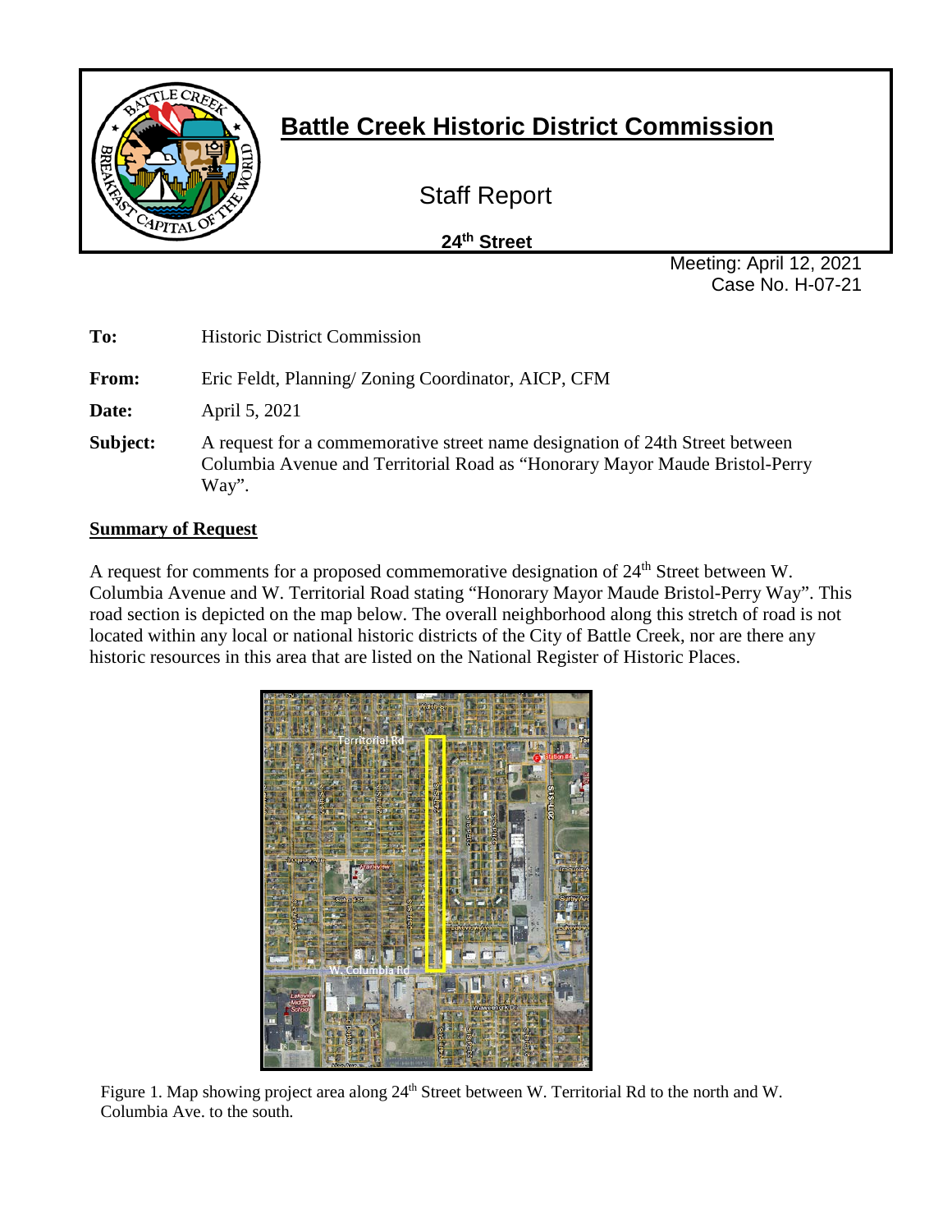# Battle Creek Historic District Commission

Staff Report

**24th Street**

Meeting: April 12, 2021
Case No. H-07-21

**To:** Historic District Commission

**From:** Eric Feldt, Planning/ Zoning Coordinator, AICP, CFM

**Date:** April 5, 2021

**Subject:** A request for a commemorative street name designation of 24th Street between Columbia Avenue and Territorial Road as "Honorary Mayor Maude Bristol-Perry Way".

## Summary of Request

A request for comments for a proposed commemorative designation of 24th Street between W. Columbia Avenue and W. Territorial Road stating "Honorary Mayor Maude Bristol-Perry Way". This road section is depicted on the map below. The overall neighborhood along this stretch of road is not located within any local or national historic districts of the City of Battle Creek, nor are there any historic resources in this area that are listed on the National Register of Historic Places.

Figure 1. Map showing project area along 24th Street between W. Territorial Rd to the north and W. Columbia Ave. to the south.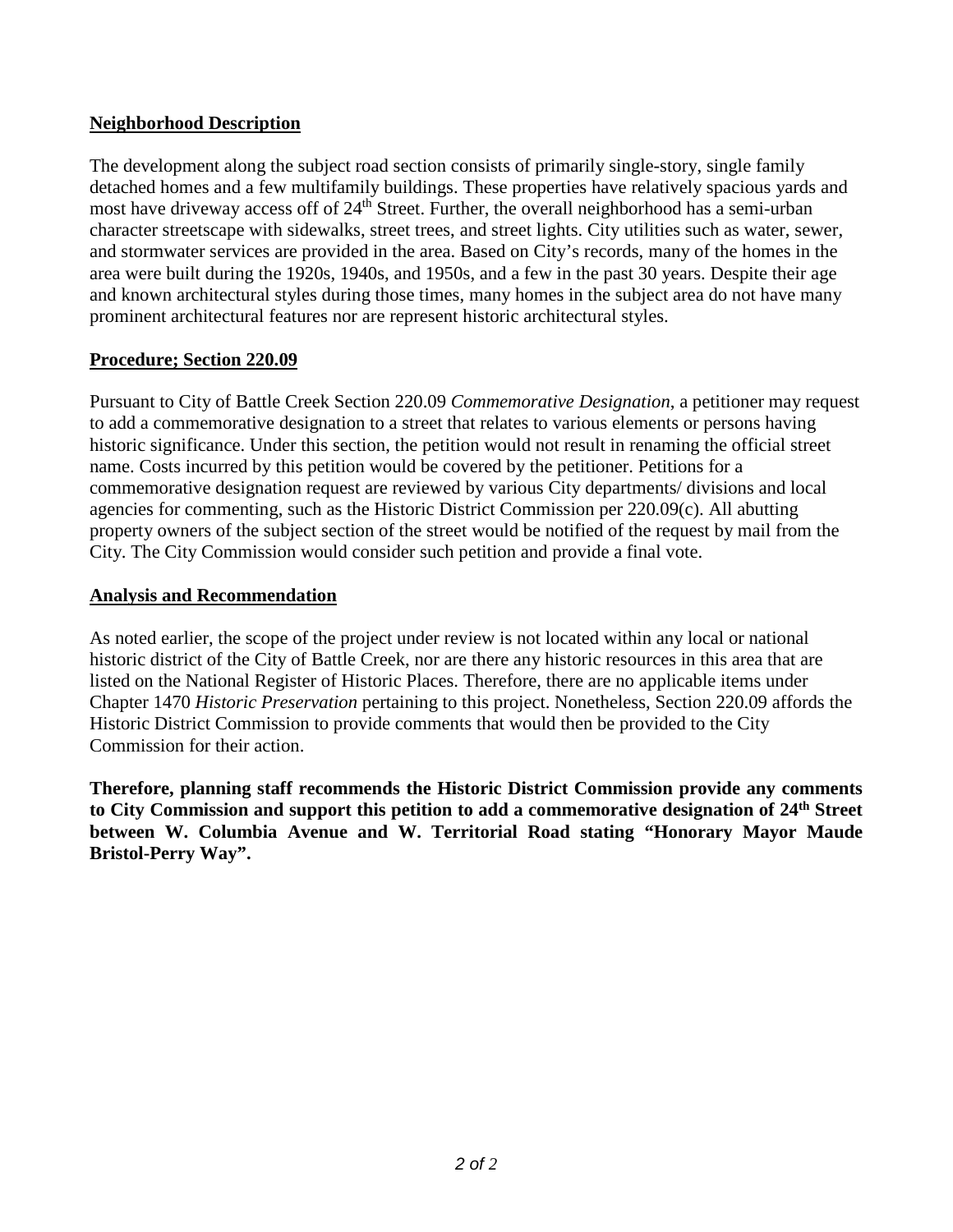## Neighborhood Description

The development along the subject road section consists of primarily single-story, single family detached homes and a few multifamily buildings. These properties have relatively spacious yards and most have driveway access off of 24th Street. Further, the overall neighborhood has a semi-urban character streetscape with sidewalks, street trees, and street lights. City utilities such as water, sewer, and stormwater services are provided in the area. Based on City's records, many of the homes in the area were built during the 1920s, 1940s, and 1950s, and a few in the past 30 years. Despite their age and known architectural styles during those times, many homes in the subject area do not have many prominent architectural features nor are represent historic architectural styles.

## Procedure; Section 220.09

Pursuant to City of Battle Creek Section 220.09 *Commemorative Designation*, a petitioner may request to add a commemorative designation to a street that relates to various elements or persons having historic significance. Under this section, the petition would not result in renaming the official street name. Costs incurred by this petition would be covered by the petitioner. Petitions for a commemorative designation request are reviewed by various City departments/ divisions and local agencies for commenting, such as the Historic District Commission per 220.09(c). All abutting property owners of the subject section of the street would be notified of the request by mail from the City. The City Commission would consider such petition and provide a final vote.

## Analysis and Recommendation

As noted earlier, the scope of the project under review is not located within any local or national historic district of the City of Battle Creek, nor are there any historic resources in this area that are listed on the National Register of Historic Places. Therefore, there are no applicable items under Chapter 1470 *Historic Preservation* pertaining to this project. Nonetheless, Section 220.09 affords the Historic District Commission to provide comments that would then be provided to the City Commission for their action.

**Therefore, planning staff recommends the Historic District Commission provide any comments to City Commission and support this petition to add a commemorative designation of 24th Street between W. Columbia Avenue and W. Territorial Road stating "Honorary Mayor Maude Bristol-Perry Way".**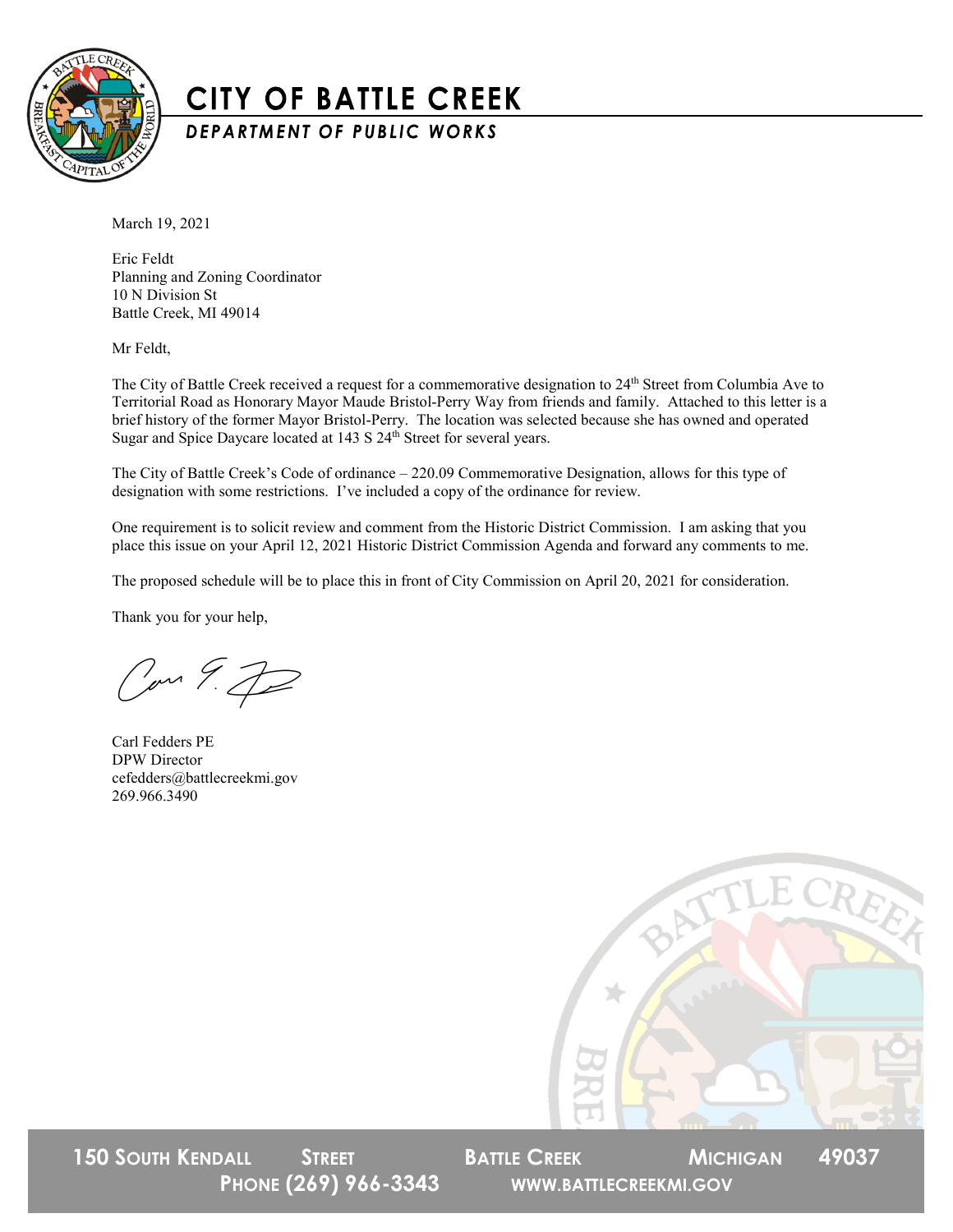# CITY OF BATTLE CREEK

## *DEPARTMENT OF PUBLIC WORKS*

March 19, 2021

Eric Feldt
Planning and Zoning Coordinator
10 N Division St
Battle Creek, MI 49014

Mr Feldt,

The City of Battle Creek received a request for a commemorative designation to 24th Street from Columbia Ave to Territorial Road as Honorary Mayor Maude Bristol-Perry Way from friends and family. Attached to this letter is a brief history of the former Mayor Bristol-Perry. The location was selected because she has owned and operated Sugar and Spice Daycare located at 143 S 24th Street for several years.

The City of Battle Creek's Code of ordinance – 220.09 Commemorative Designation, allows for this type of designation with some restrictions. I've included a copy of the ordinance for review.

One requirement is to solicit review and comment from the Historic District Commission. I am asking that you place this issue on your April 12, 2021 Historic District Commission Agenda and forward any comments to me.

The proposed schedule will be to place this in front of City Commission on April 20, 2021 for consideration.

Thank you for your help,

Carl Fedders PE
DPW Director
cefedders@battlecreekmi.gov
269.966.3490

150 South Kendall Street Battle Creek Michigan 49037
Phone (269) 966-3343 www.battlecreekmi.gov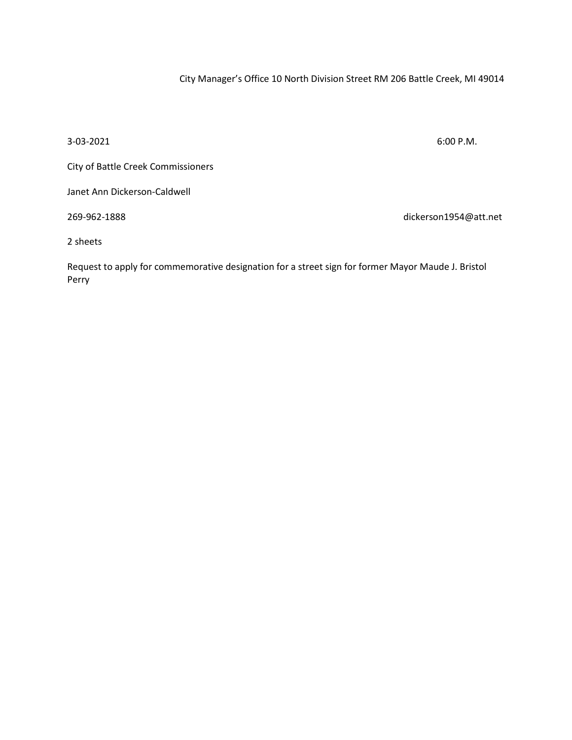City Manager's Office 10 North Division Street RM 206 Battle Creek, MI 49014

3-03-2021 6:00 P.M.

City of Battle Creek Commissioners

Janet Ann Dickerson-Caldwell

269-962-1888 dickerson1954@att.net

2 sheets

Request to apply for commemorative designation for a street sign for former Mayor Maude J. Bristol Perry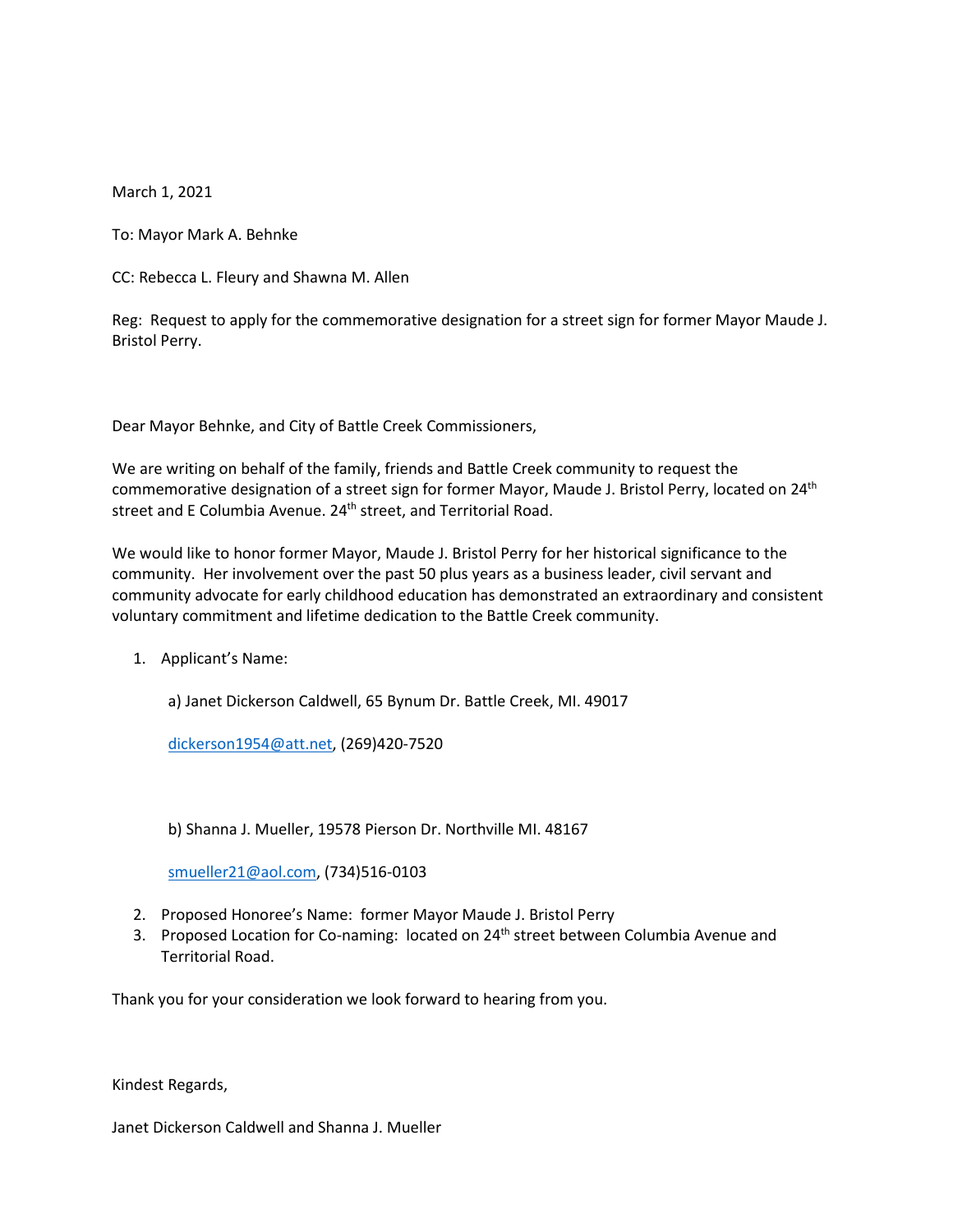March 1, 2021

To: Mayor Mark A. Behnke

CC: Rebecca L. Fleury and Shawna M. Allen

Reg: Request to apply for the commemorative designation for a street sign for former Mayor Maude J. Bristol Perry.

Dear Mayor Behnke, and City of Battle Creek Commissioners,

We are writing on behalf of the family, friends and Battle Creek community to request the commemorative designation of a street sign for former Mayor, Maude J. Bristol Perry, located on 24th street and E Columbia Avenue. 24th street, and Territorial Road.

We would like to honor former Mayor, Maude J. Bristol Perry for her historical significance to the community. Her involvement over the past 50 plus years as a business leader, civil servant and community advocate for early childhood education has demonstrated an extraordinary and consistent voluntary commitment and lifetime dedication to the Battle Creek community.

1. Applicant's Name:

   a) Janet Dickerson Caldwell, 65 Bynum Dr. Battle Creek, MI. 49017

   dickerson1954@att.net, (269)420-7520

   b) Shanna J. Mueller, 19578 Pierson Dr. Northville MI. 48167

   smueller21@aol.com, (734)516-0103

2. Proposed Honoree's Name: former Mayor Maude J. Bristol Perry
3. Proposed Location for Co-naming: located on 24th street between Columbia Avenue and Territorial Road.

Thank you for your consideration we look forward to hearing from you.

Kindest Regards,

Janet Dickerson Caldwell and Shanna J. Mueller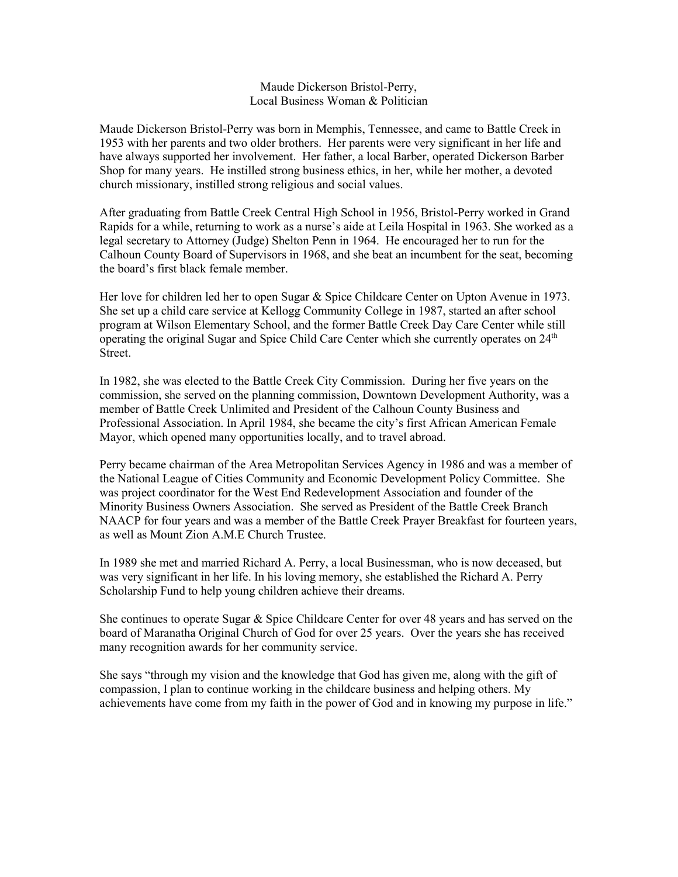## Maude Dickerson Bristol-Perry,
## Local Business Woman & Politician

Maude Dickerson Bristol-Perry was born in Memphis, Tennessee, and came to Battle Creek in 1953 with her parents and two older brothers. Her parents were very significant in her life and have always supported her involvement. Her father, a local Barber, operated Dickerson Barber Shop for many years. He instilled strong business ethics, in her, while her mother, a devoted church missionary, instilled strong religious and social values.

After graduating from Battle Creek Central High School in 1956, Bristol-Perry worked in Grand Rapids for a while, returning to work as a nurse's aide at Leila Hospital in 1963. She worked as a legal secretary to Attorney (Judge) Shelton Penn in 1964. He encouraged her to run for the Calhoun County Board of Supervisors in 1968, and she beat an incumbent for the seat, becoming the board's first black female member.

Her love for children led her to open Sugar & Spice Childcare Center on Upton Avenue in 1973. She set up a child care service at Kellogg Community College in 1987, started an after school program at Wilson Elementary School, and the former Battle Creek Day Care Center while still operating the original Sugar and Spice Child Care Center which she currently operates on 24th Street.

In 1982, she was elected to the Battle Creek City Commission. During her five years on the commission, she served on the planning commission, Downtown Development Authority, was a member of Battle Creek Unlimited and President of the Calhoun County Business and Professional Association. In April 1984, she became the city's first African American Female Mayor, which opened many opportunities locally, and to travel abroad.

Perry became chairman of the Area Metropolitan Services Agency in 1986 and was a member of the National League of Cities Community and Economic Development Policy Committee. She was project coordinator for the West End Redevelopment Association and founder of the Minority Business Owners Association. She served as President of the Battle Creek Branch NAACP for four years and was a member of the Battle Creek Prayer Breakfast for fourteen years, as well as Mount Zion A.M.E Church Trustee.

In 1989 she met and married Richard A. Perry, a local Businessman, who is now deceased, but was very significant in her life. In his loving memory, she established the Richard A. Perry Scholarship Fund to help young children achieve their dreams.

She continues to operate Sugar & Spice Childcare Center for over 48 years and has served on the board of Maranatha Original Church of God for over 25 years. Over the years she has received many recognition awards for her community service.

She says "through my vision and the knowledge that God has given me, along with the gift of compassion, I plan to continue working in the childcare business and helping others. My achievements have come from my faith in the power of God and in knowing my purpose in life."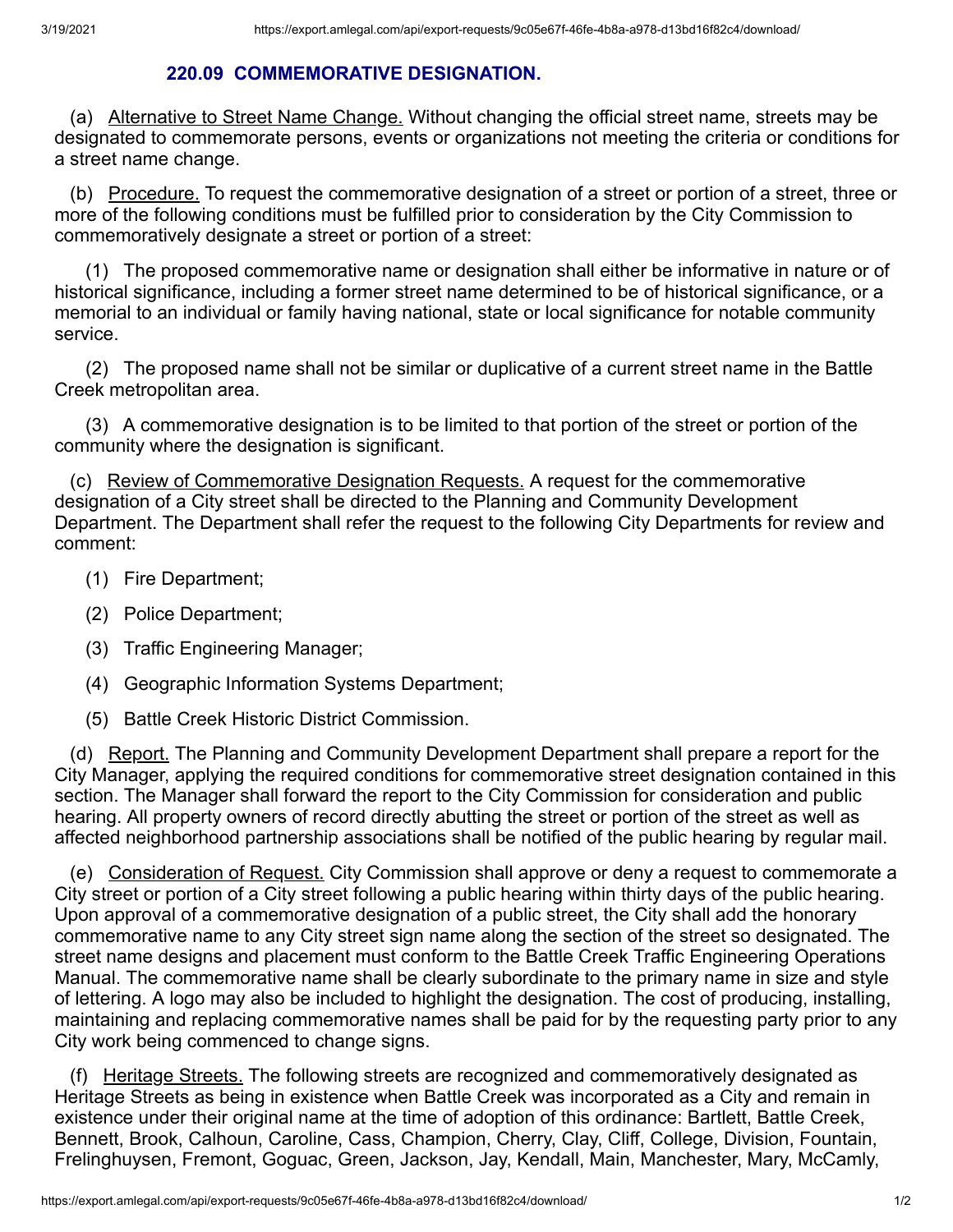### 220.09 COMMEMORATIVE DESIGNATION.

(a) Alternative to Street Name Change. Without changing the official street name, streets may be designated to commemorate persons, events or organizations not meeting the criteria or conditions for a street name change.

(b) Procedure. To request the commemorative designation of a street or portion of a street, three or more of the following conditions must be fulfilled prior to consideration by the City Commission to commemoratively designate a street or portion of a street:

(1) The proposed commemorative name or designation shall either be informative in nature or of historical significance, including a former street name determined to be of historical significance, or a memorial to an individual or family having national, state or local significance for notable community service.

(2) The proposed name shall not be similar or duplicative of a current street name in the Battle Creek metropolitan area.

(3) A commemorative designation is to be limited to that portion of the street or portion of the community where the designation is significant.

(c) Review of Commemorative Designation Requests. A request for the commemorative designation of a City street shall be directed to the Planning and Community Development Department. The Department shall refer the request to the following City Departments for review and comment:

(1) Fire Department;

(2) Police Department;

(3) Traffic Engineering Manager;

(4) Geographic Information Systems Department;

(5) Battle Creek Historic District Commission.

(d) Report. The Planning and Community Development Department shall prepare a report for the City Manager, applying the required conditions for commemorative street designation contained in this section. The Manager shall forward the report to the City Commission for consideration and public hearing. All property owners of record directly abutting the street or portion of the street as well as affected neighborhood partnership associations shall be notified of the public hearing by regular mail.

(e) Consideration of Request. City Commission shall approve or deny a request to commemorate a City street or portion of a City street following a public hearing within thirty days of the public hearing. Upon approval of a commemorative designation of a public street, the City shall add the honorary commemorative name to any City street sign name along the section of the street so designated. The street name designs and placement must conform to the Battle Creek Traffic Engineering Operations Manual. The commemorative name shall be clearly subordinate to the primary name in size and style of lettering. A logo may also be included to highlight the designation. The cost of producing, installing, maintaining and replacing commemorative names shall be paid for by the requesting party prior to any City work being commenced to change signs.

(f) Heritage Streets. The following streets are recognized and commemoratively designated as Heritage Streets as being in existence when Battle Creek was incorporated as a City and remain in existence under their original name at the time of adoption of this ordinance: Bartlett, Battle Creek, Bennett, Brook, Calhoun, Caroline, Cass, Champion, Cherry, Clay, Cliff, College, Division, Fountain, Frelinghuysen, Fremont, Goguac, Green, Jackson, Jay, Kendall, Main, Manchester, Mary, McCamly,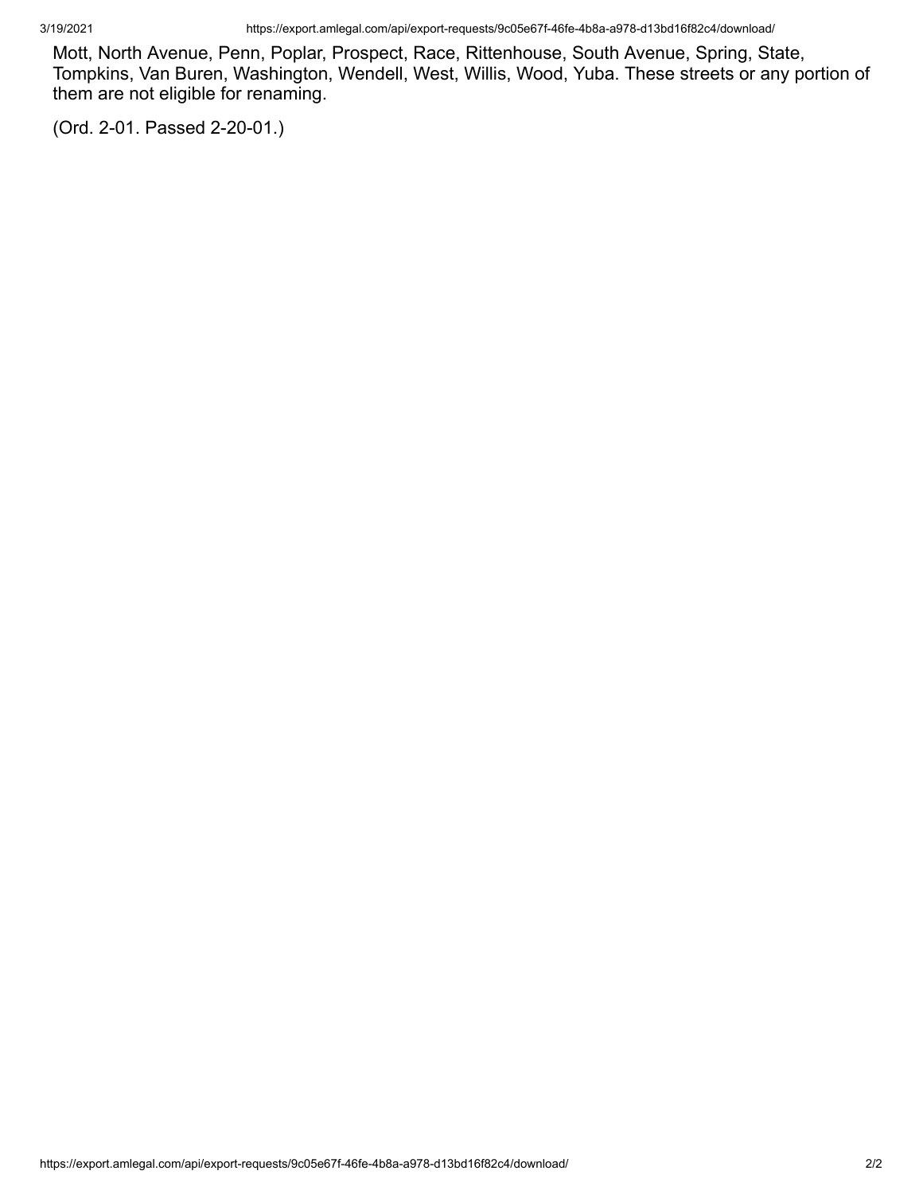Mott, North Avenue, Penn, Poplar, Prospect, Race, Rittenhouse, South Avenue, Spring, State, Tompkins, Van Buren, Washington, Wendell, West, Willis, Wood, Yuba. These streets or any portion of them are not eligible for renaming.

(Ord. 2-01. Passed 2-20-01.)